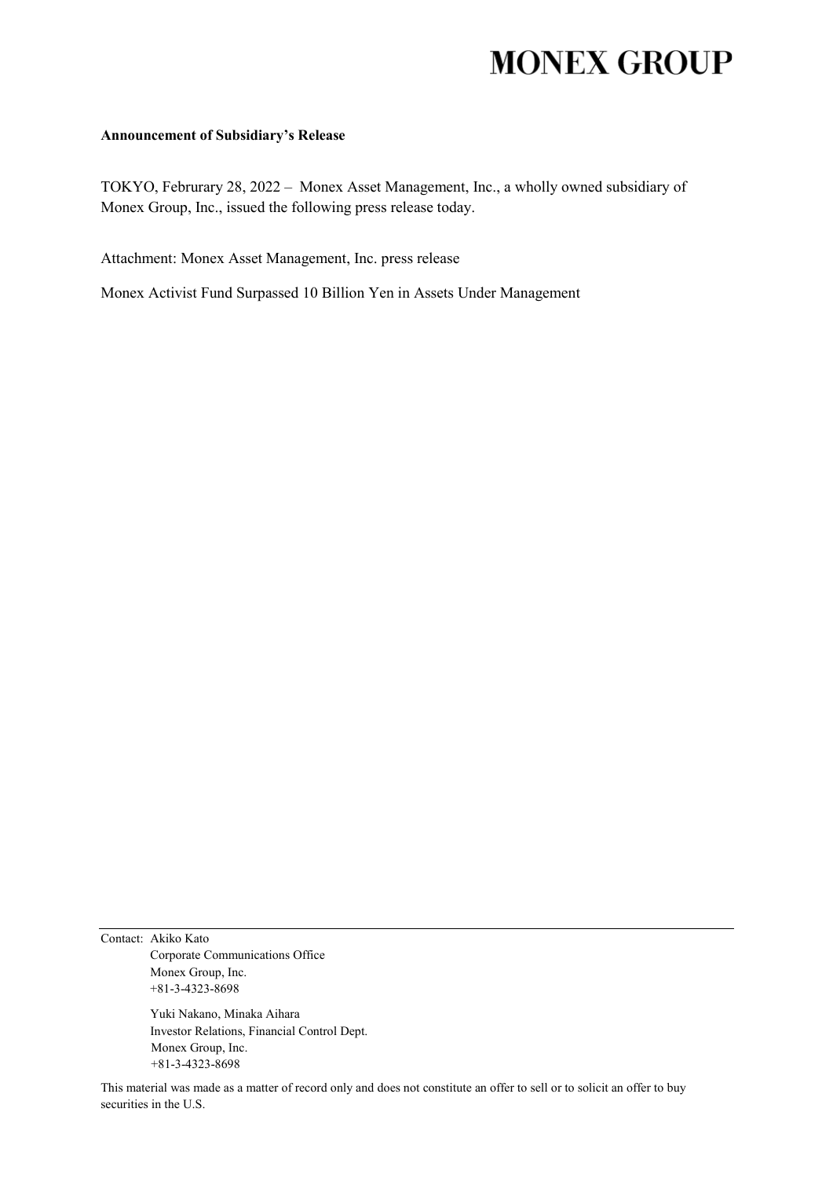**Announcement of Subsidiary's Release**

TOKYO, Februrary 28, 2022 – Monex Asset Management, Inc., a wholly owned subsidiary of Monex Group, Inc., issued the following press release today.

Attachment: Monex Asset Management, Inc. press release

Monex Activist Fund Surpassed 10 Billion Yen in Assets Under Management

---

Contact: Akiko Kato
Corporate Communications Office
Monex Group, Inc.
+81-3-4323-8698

Yuki Nakano, Minaka Aihara
Investor Relations, Financial Control Dept.
Monex Group, Inc.
+81-3-4323-8698

This material was made as a matter of record only and does not constitute an offer to sell or to solicit an offer to buy securities in the U.S.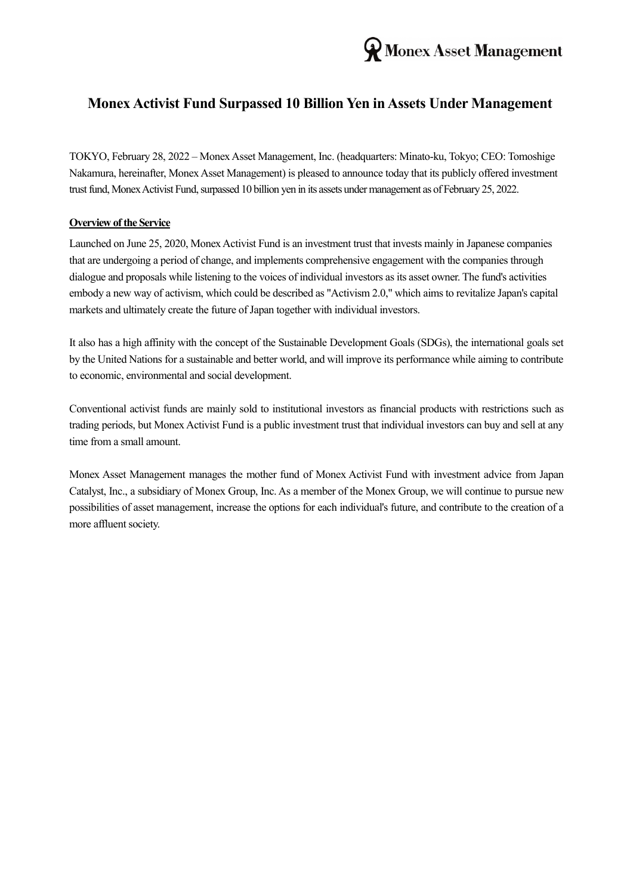# Monex Activist Fund Surpassed 10 Billion Yen in Assets Under Management

TOKYO, February 28, 2022 – Monex Asset Management, Inc. (headquarters: Minato-ku, Tokyo; CEO: Tomoshige Nakamura, hereinafter, Monex Asset Management) is pleased to announce today that its publicly offered investment trust fund, Monex Activist Fund, surpassed 10 billion yen in its assets under management as of February 25, 2022.

**Overview of the Service**

Launched on June 25, 2020, Monex Activist Fund is an investment trust that invests mainly in Japanese companies that are undergoing a period of change, and implements comprehensive engagement with the companies through dialogue and proposals while listening to the voices of individual investors as its asset owner. The fund's activities embody a new way of activism, which could be described as "Activism 2.0," which aims to revitalize Japan's capital markets and ultimately create the future of Japan together with individual investors.

It also has a high affinity with the concept of the Sustainable Development Goals (SDGs), the international goals set by the United Nations for a sustainable and better world, and will improve its performance while aiming to contribute to economic, environmental and social development.

Conventional activist funds are mainly sold to institutional investors as financial products with restrictions such as trading periods, but Monex Activist Fund is a public investment trust that individual investors can buy and sell at any time from a small amount.

Monex Asset Management manages the mother fund of Monex Activist Fund with investment advice from Japan Catalyst, Inc., a subsidiary of Monex Group, Inc. As a member of the Monex Group, we will continue to pursue new possibilities of asset management, increase the options for each individual's future, and contribute to the creation of a more affluent society.